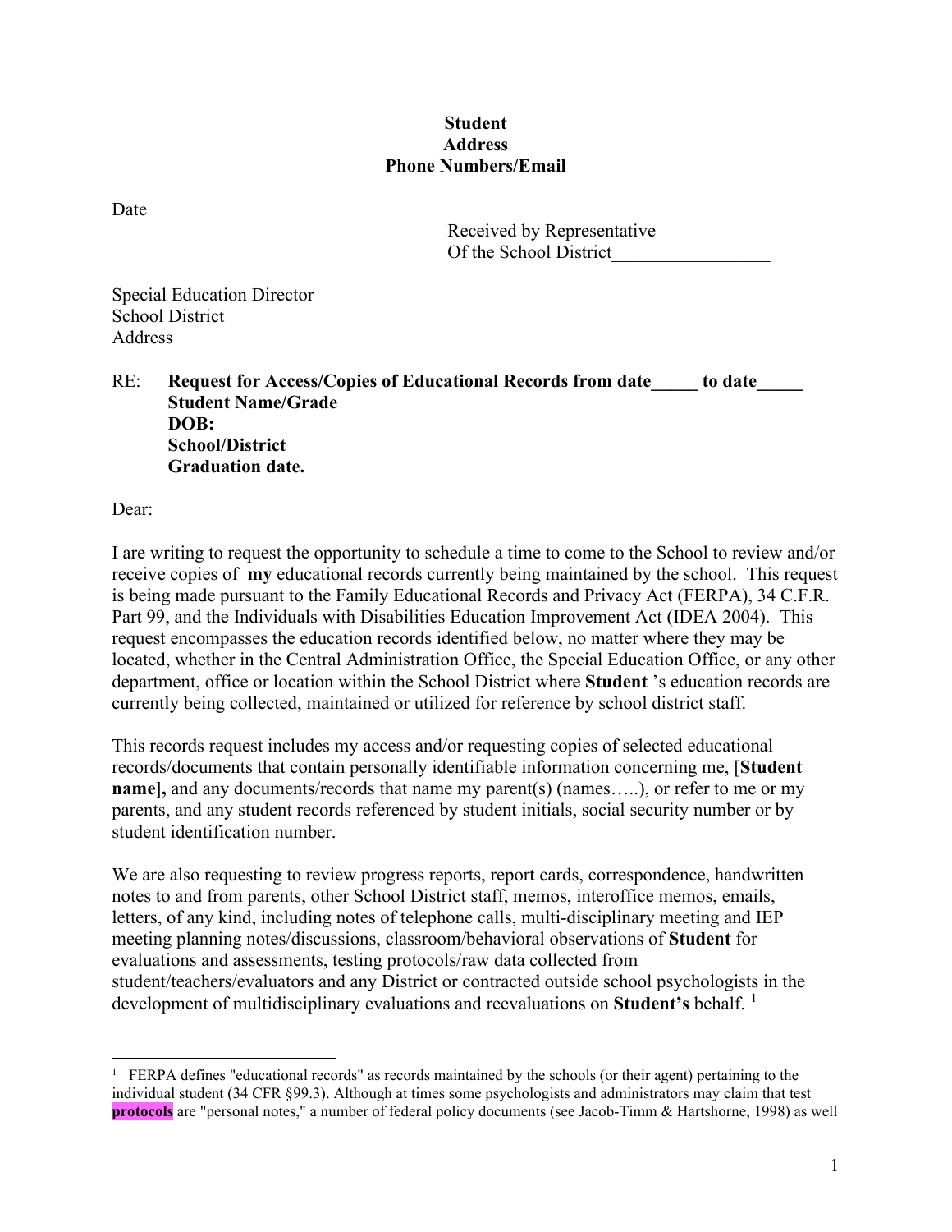**Student**
**Address**
**Phone Numbers/Email**

Date

Received by Representative
Of the School District_________________

Special Education Director
School District
Address

RE: **Request for Access/Copies of Educational Records from date_____ to date_____**
**Student Name/Grade**
**DOB:**
**School/District**
**Graduation date.**

Dear:

I are writing to request the opportunity to schedule a time to come to the School to review and/or receive copies of **my** educational records currently being maintained by the school. This request is being made pursuant to the Family Educational Records and Privacy Act (FERPA), 34 C.F.R. Part 99, and the Individuals with Disabilities Education Improvement Act (IDEA 2004). This request encompasses the education records identified below, no matter where they may be located, whether in the Central Administration Office, the Special Education Office, or any other department, office or location within the School District where **Student** 's education records are currently being collected, maintained or utilized for reference by school district staff.

This records request includes my access and/or requesting copies of selected educational records/documents that contain personally identifiable information concerning me, [**Student name],** and any documents/records that name my parent(s) (names…..), or refer to me or my parents, and any student records referenced by student initials, social security number or by student identification number.

We are also requesting to review progress reports, report cards, correspondence, handwritten notes to and from parents, other School District staff, memos, interoffice memos, emails, letters, of any kind, including notes of telephone calls, multi-disciplinary meeting and IEP meeting planning notes/discussions, classroom/behavioral observations of **Student** for evaluations and assessments, testing protocols/raw data collected from student/teachers/evaluators and any District or contracted outside school psychologists in the development of multidisciplinary evaluations and reevaluations on **Student's** behalf. [1]

---

[1] FERPA defines "educational records" as records maintained by the schools (or their agent) pertaining to the individual student (34 CFR §99.3). Although at times some psychologists and administrators may claim that test **protocols** are "personal notes," a number of federal policy documents (see Jacob-Timm & Hartshorne, 1998) as well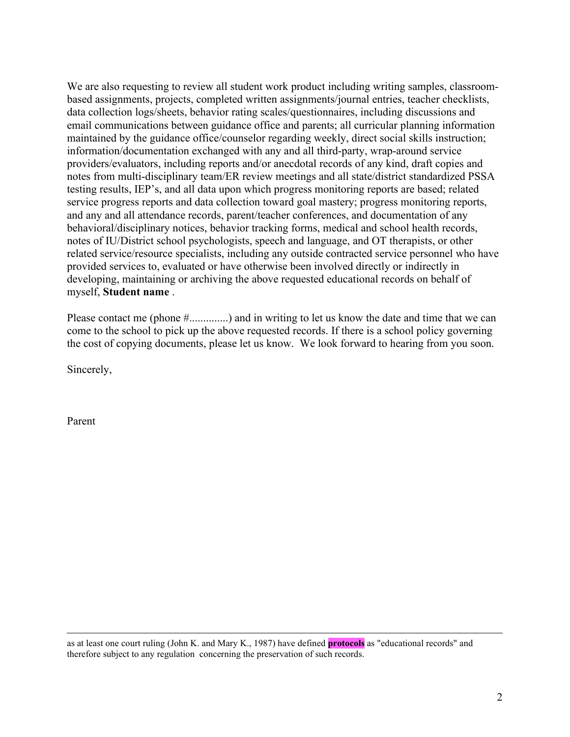We are also requesting to review all student work product including writing samples, classroom-based assignments, projects, completed written assignments/journal entries, teacher checklists, data collection logs/sheets, behavior rating scales/questionnaires, including discussions and email communications between guidance office and parents; all curricular planning information maintained by the guidance office/counselor regarding weekly, direct social skills instruction; information/documentation exchanged with any and all third-party, wrap-around service providers/evaluators, including reports and/or anecdotal records of any kind, draft copies and notes from multi-disciplinary team/ER review meetings and all state/district standardized PSSA testing results, IEP's, and all data upon which progress monitoring reports are based; related service progress reports and data collection toward goal mastery; progress monitoring reports, and any and all attendance records, parent/teacher conferences, and documentation of any behavioral/disciplinary notices, behavior tracking forms, medical and school health records, notes of IU/District school psychologists, speech and language, and OT therapists, or other related service/resource specialists, including any outside contracted service personnel who have provided services to, evaluated or have otherwise been involved directly or indirectly in developing, maintaining or archiving the above requested educational records on behalf of myself, **Student name** .

Please contact me (phone #..............) and in writing to let us know the date and time that we can come to the school to pick up the above requested records. If there is a school policy governing the cost of copying documents, please let us know. We look forward to hearing from you soon.

Sincerely,

Parent

---

as at least one court ruling (John K. and Mary K., 1987) have defined **protocols** as "educational records" and therefore subject to any regulation concerning the preservation of such records.